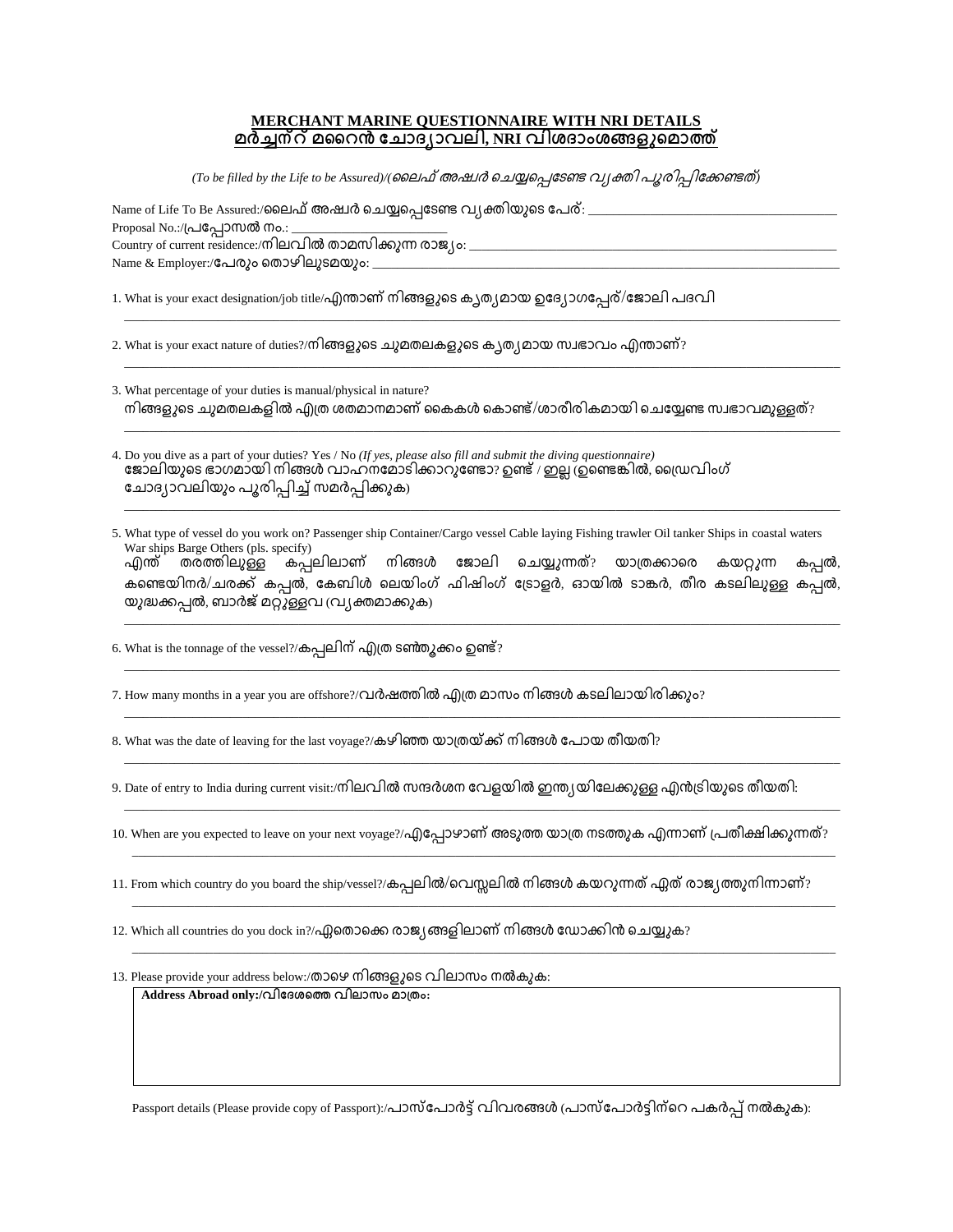# MERCHANT MARINE QUESTIONNAIRE WITH NRI DETAILS
## മർച്ചന്റ് മറൈൻ ചോദ്യാവലി, NRI വിശദാംശങ്ങളുമൊത്ത്

*(To be filled by the Life to be Assured)/(ലൈഫ് അഷ്വർ ചെയ്യപ്പെടേണ്ട വ്യക്തി പൂരിപ്പിക്കേണ്ടത്)*

Name of Life To Be Assured:/ലൈഫ് അഷ്വർ ചെയ്യപ്പെടേണ്ട വ്യക്തിയുടെ പേര്: ______________________________

Proposal No.:/പ്രൊപ്പോസൽ നം.: ______________________

Country of current residence:/നിലവിൽ താമസിക്കുന്ന രാജ്യം: ______________________________

Name & Employer:/പേരും തൊഴിലുടമയും: ______________________________

1. What is your exact designation/job title/എന്താണ് നിങ്ങളുടെ കൃത്യമായ ഉദ്യോഗപ്പേര്/ജോലി പദവി
______________________________________________________________________

2. What is your exact nature of duties?/നിങ്ങളുടെ ചുമതലകളുടെ കൃത്യമായ സ്വഭാവം എന്താണ്?
______________________________________________________________________

3. What percentage of your duties is manual/physical in nature?
നിങ്ങളുടെ ചുമതലകളിൽ എത്ര ശതമാനമാണ് കൈകൾ കൊണ്ട്/ശാരീരികമായി ചെയ്യേണ്ട സ്വഭാവമുള്ളത്?
______________________________________________________________________

4. Do you dive as a part of your duties? Yes / No *(If yes, please also fill and submit the diving questionnaire)*
ജോലിയുടെ ഭാഗമായി നിങ്ങൾ വാഹനമോടിക്കാറുണ്ടോ? ഉണ്ട് / ഇല്ല (ഉണ്ടെങ്കിൽ, ഡൈവിംഗ് ചോദ്യാവലിയും പൂരിപ്പിച്ച് സമർപ്പിക്കുക)
______________________________________________________________________

5. What type of vessel do you work on? Passenger ship Container/Cargo vessel Cable laying Fishing trawler Oil tanker Ships in coastal waters War ships Barge Others (pls. specify)
എന്ത് തരത്തിലുള്ള കപ്പലിലാണ് നിങ്ങൾ ജോലി ചെയ്യുന്നത്? യാത്രക്കാരെ കയറ്റുന്ന കപ്പൽ, കണ്ടെയിനർ/ചരക്ക് കപ്പൽ, കേബിൾ ലെയിംഗ് ഫിഷിംഗ് ട്രോളർ, ഓയിൽ ടാങ്കർ, തീര കടലിലുള്ള കപ്പൽ, യുദ്ധക്കപ്പൽ, ബാർജ് മറ്റുള്ളവ (വ്യക്തമാക്കുക)
______________________________________________________________________

6. What is the tonnage of the vessel?/കപ്പലിന് എത്ര ടൺതൂക്കം ഉണ്ട്?
______________________________________________________________________

7. How many months in a year you are offshore?/വർഷത്തിൽ എത്ര മാസം നിങ്ങൾ കടലിലായിരിക്കും?
______________________________________________________________________

8. What was the date of leaving for the last voyage?/കഴിഞ്ഞ യാത്രയ്ക്ക് നിങ്ങൾ പോയ തീയതി?
______________________________________________________________________

9. Date of entry to India during current visit:/നിലവിൽ സന്ദർശന വേളയിൽ ഇന്ത്യയിലേക്കുള്ള എൻട്രിയുടെ തീയതി:
______________________________________________________________________

10. When are you expected to leave on your next voyage?/എപ്പോഴാണ് അടുത്ത യാത്ര നടത്തുക എന്നാണ് പ്രതീക്ഷിക്കുന്നത്?
______________________________________________________________________

11. From which country do you board the ship/vessel?/കപ്പലിൽ/വെസ്സലിൽ നിങ്ങൾ കയറുന്നത് ഏത് രാജ്യത്തുനിന്നാണ്?
______________________________________________________________________

12. Which all countries do you dock in?/ഏതൊക്കെ രാജ്യങ്ങളിലാണ് നിങ്ങൾ ഡോക്കിൻ ചെയ്യുക?
______________________________________________________________________

13. Please provide your address below:/താഴെ നിങ്ങളുടെ വിലാസം നൽകുക:

| **Address Abroad only:/വിദേശത്തെ വിലാസം മാത്രം:** |
|---|
| |

Passport details (Please provide copy of Passport):/പാസ്‌പോർട്ട് വിവരങ്ങൾ (പാസ്‌പോർട്ടിന്റെ പകർപ്പ് നൽകുക):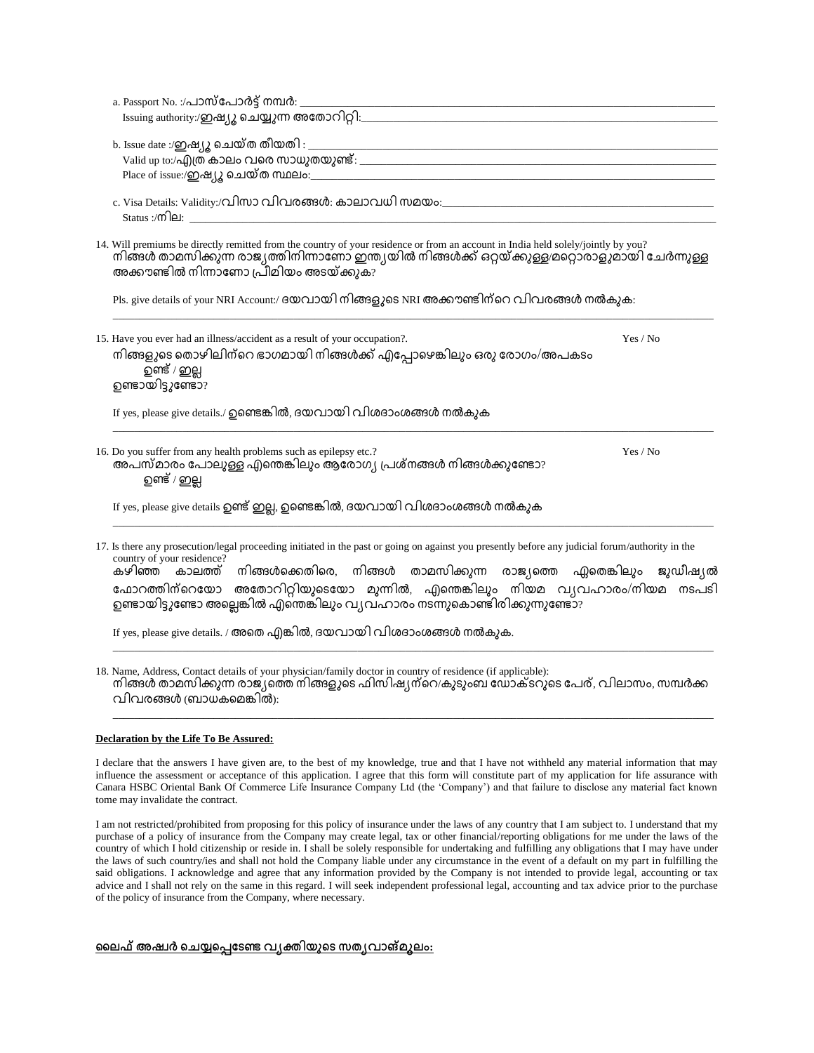a. Passport No. :/പാസ്പോർട്ട് നമ്പർ: ________________________________________________

Issuing authority:/ഇഷ്യൂ ചെയ്യുന്ന അതോറിറ്റി: ________________________________________________

b. Issue date :/ഇഷ്യൂ ചെയ്ത തീയതി : ________________________________________________

Valid up to:/എത്ര കാലം വരെ സാധുതയുണ്ട്: ________________________________________________

Place of issue:/ഇഷ്യൂ ചെയ്ത സ്ഥലം: ________________________________________________

c. Visa Details: Validity:/വിസാ വിവരങ്ങൾ: കാലാവധി സമയം: ________________________________________________

Status :/നില: ________________________________________________

14. Will premiums be directly remitted from the country of your residence or from an account in India held solely/jointly by you?
നിങ്ങൾ താമസിക്കുന്ന രാജ്യത്തിനിന്നാണോ ഇന്ത്യയിൽ നിങ്ങൾക്ക് ഒറ്റയ്ക്കുള്ള/മറ്റൊരാളുമായി ചേർന്നുള്ള അക്കൗണ്ടിൽ നിന്നാണോ പ്രീമിയം അടയ്ക്കുക?

Pls. give details of your NRI Account:/ ദയവായി നിങ്ങളുടെ NRI അക്കൗണ്ടിന്റെ വിവരങ്ങൾ നൽകുക:

________________________________________________

15. Have you ever had an illness/accident as a result of your occupation?. Yes / No
നിങ്ങളുടെ തൊഴിലിന്റെ ഭാഗമായി നിങ്ങൾക്ക് എപ്പോഴെങ്കിലും ഒരു രോഗം/അപകടം ഉണ്ടായിട്ടുണ്ടോ? ഉണ്ട് / ഇല്ല

If yes, please give details./ ഉണ്ടെങ്കിൽ, ദയവായി വിശദാംശങ്ങൾ നൽകുക

________________________________________________

16. Do you suffer from any health problems such as epilepsy etc.? Yes / No
അപസ്മാരം പോലുള്ള എന്തെങ്കിലും ആരോഗ്യ പ്രശ്നങ്ങൾ നിങ്ങൾക്കുണ്ടോ? ഉണ്ട് / ഇല്ല

If yes, please give details ഉണ്ട് ഇല്ല, ഉണ്ടെങ്കിൽ, ദയവായി വിശദാംശങ്ങൾ നൽകുക

________________________________________________

17. Is there any prosecution/legal proceeding initiated in the past or going on against you presently before any judicial forum/authority in the country of your residence?
കഴിഞ്ഞ കാലത്ത് നിങ്ങൾക്കെതിരെ, നിങ്ങൾ താമസിക്കുന്ന രാജ്യത്തെ ഏതെങ്കിലും ജുഡീഷ്യൽ ഫോറത്തിന്റെയോ അതോറിറ്റിയുടെയോ മുന്നിൽ, എന്തെങ്കിലും നിയമ വ്യവഹാരം/നിയമ നടപടി ഉണ്ടായിട്ടുണ്ടോ അല്ലെങ്കിൽ എന്തെങ്കിലും വ്യവഹാരം നടന്നുകൊണ്ടിരിക്കുന്നുണ്ടോ?

If yes, please give details. / അതെ എങ്കിൽ, ദയവായി വിശദാംശങ്ങൾ നൽകുക.

________________________________________________

18. Name, Address, Contact details of your physician/family doctor in country of residence (if applicable):
നിങ്ങൾ താമസിക്കുന്ന രാജ്യത്തെ നിങ്ങളുടെ ഫിസിഷ്യന്റെ/കുടുംബ ഡോക്ടറുടെ പേര്, വിലാസം, സമ്പർക്ക വിവരങ്ങൾ (ബാധകമെങ്കിൽ):

________________________________________________

**Declaration by the Life To Be Assured:**

I declare that the answers I have given are, to the best of my knowledge, true and that I have not withheld any material information that may influence the assessment or acceptance of this application. I agree that this form will constitute part of my application for life assurance with Canara HSBC Oriental Bank Of Commerce Life Insurance Company Ltd (the 'Company') and that failure to disclose any material fact known tome may invalidate the contract.

I am not restricted/prohibited from proposing for this policy of insurance under the laws of any country that I am subject to. I understand that my purchase of a policy of insurance from the Company may create legal, tax or other financial/reporting obligations for me under the laws of the country of which I hold citizenship or reside in. I shall be solely responsible for undertaking and fulfilling any obligations that I may have under the laws of such country/ies and shall not hold the Company liable under any circumstance in the event of a default on my part in fulfilling the said obligations. I acknowledge and agree that any information provided by the Company is not intended to provide legal, accounting or tax advice and I shall not rely on the same in this regard. I will seek independent professional legal, accounting and tax advice prior to the purchase of the policy of insurance from the Company, where necessary.

**ലൈഫ് അഷ്വർ ചെയ്യപ്പെടേണ്ട വ്യക്തിയുടെ സത്യവാങ്മൂലം:**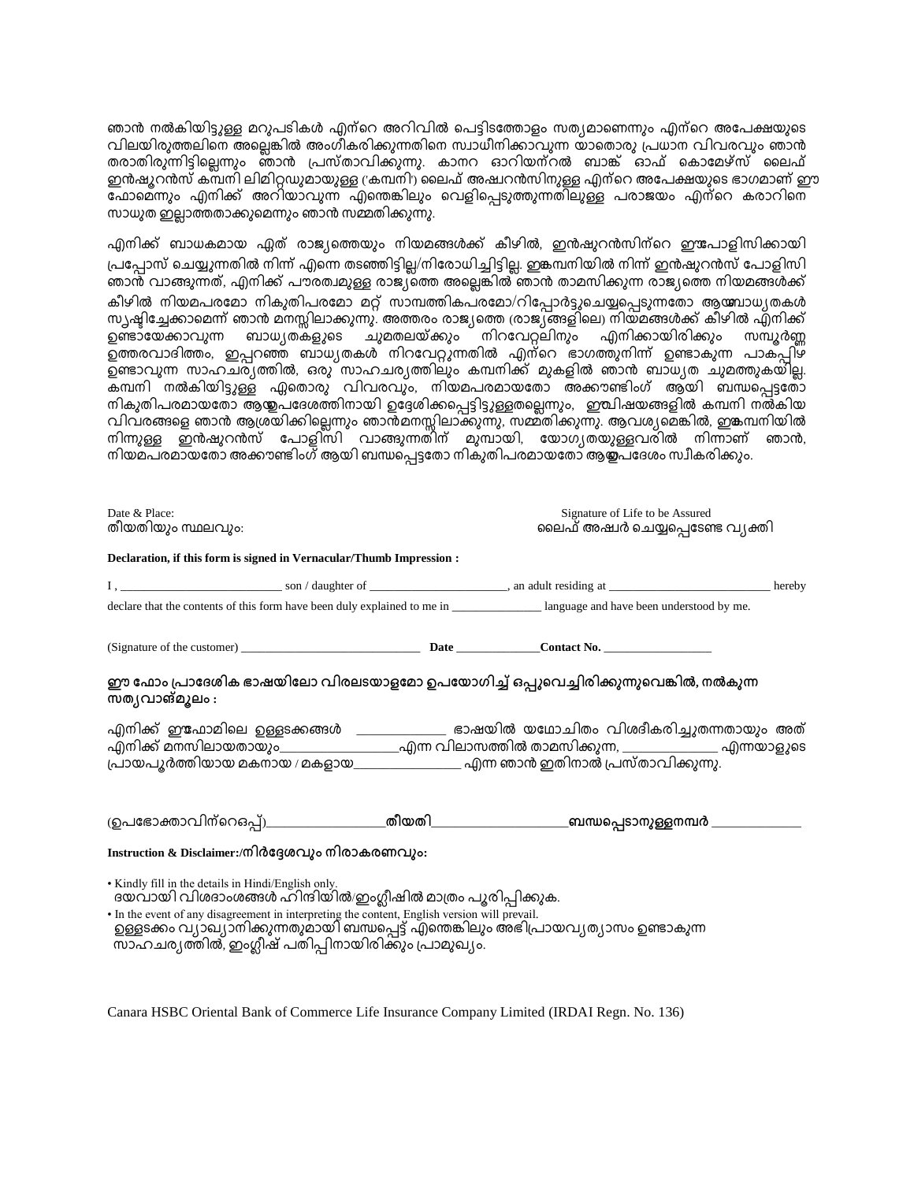ഞാൻ നൽകിയിട്ടുള്ള മറുപടികൾ എന്റെ അറിവിൽ പെട്ടിടത്തോളം സത്യമാണെന്നും എന്റെ അപേക്ഷയുടെ വിലയിരുത്തലിനെ അല്ലെങ്കിൽ അംഗീകരിക്കുന്നതിനെ സ്വാധീനിക്കാവുന്ന യാതൊരു പ്രധാന വിവരവും ഞാൻ തരാതിരുന്നിട്ടില്ലെന്നും ഞാൻ പ്രസ്താവിക്കുന്നു. കാനറ ഓറിയന്റൽ ബാങ്ക് ഓഫ് കൊമേഴ്സ് ലൈഫ് ഇൻഷൂറൻസ് കമ്പനി ലിമിറ്റഡുമായുള്ള ('കമ്പനി') ലൈഫ് അഷ്വറൻസിനുള്ള എന്റെ അപേക്ഷയുടെ ഭാഗമാണ് ഈ ഫോമെന്നും എനിക്ക് അറിയാവുന്ന എന്തെങ്കിലും വെളിപ്പെടുത്തുന്നതിലുള്ള പരാജയം എന്റെ കരാറിനെ സാധുത ഇല്ലാത്തതാക്കുമെന്നും ഞാൻ സമ്മതിക്കുന്നു.

എനിക്ക് ബാധകമായ ഏത് രാജ്യത്തെയും നിയമങ്ങൾക്ക് കീഴിൽ, ഇൻഷുറൻസിന്റെ ഈ പോളിസിക്കായി പ്രപ്പോസ് ചെയ്യുന്നതിൽ നിന്ന് എന്നെ തടഞ്ഞിട്ടില്ല/നിരോധിച്ചിട്ടില്ല. ഈ കമ്പനിയിൽ നിന്ന് ഇൻഷുറൻസ് പോളിസി ഞാൻ വാങ്ങുന്നത്, എനിക്ക് പൗരത്വമുള്ള രാജ്യത്തെ അല്ലെങ്കിൽ ഞാൻ താമസിക്കുന്ന രാജ്യത്തെ നിയമങ്ങൾക്ക് കീഴിൽ നിയമപരമോ നികുതിപരമോ മറ്റ് സാമ്പത്തികപരമോ/റിപ്പോർട്ടുചെയ്യപ്പെടുന്നതോ ആയ ബാധ്യതകൾ സൃഷ്ടിച്ചേക്കാമെന്ന് ഞാൻ മനസ്സിലാക്കുന്നു. അത്തരം രാജ്യത്തെ (രാജ്യങ്ങളിലെ) നിയമങ്ങൾക്ക് കീഴിൽ എനിക്ക് ഉണ്ടായേക്കാവുന്ന ബാധ്യതകളുടെ ചുമതലയ്ക്കും നിറവേറ്റലിനും എനിക്കായിരിക്കും സമ്പൂർണ്ണ ഉത്തരവാദിത്തം, ഇപ്പറഞ്ഞ ബാധ്യതകൾ നിറവേറ്റുന്നതിൽ എന്റെ ഭാഗത്തുനിന്ന് ഉണ്ടാകുന്ന പാകപ്പിഴ ഉണ്ടാവുന്ന സാഹചര്യത്തിൽ, ഒരു സാഹചര്യത്തിലും കമ്പനിക്ക് മുകളിൽ ഞാൻ ബാധ്യത ചുമത്തുകയില്ല. കമ്പനി നൽകിയിട്ടുള്ള ഏതൊരു വിവരവും, നിയമപരമായതോ അക്കൗണ്ടിംഗ് ആയി ബന്ധപ്പെട്ടതോ നികുതിപരമായതോ ആയ ഉപദേശത്തിനായി ഉദ്ദേശിക്കപ്പെട്ടിട്ടുള്ളതല്ലെന്നും, ഈ വിഷയങ്ങളിൽ കമ്പനി നൽകിയ വിവരങ്ങളെ ഞാൻ ആശ്രയിക്കില്ലെന്നും ഞാൻ മനസ്സിലാക്കുന്നു, സമ്മതിക്കുന്നു. ആവശ്യമെങ്കിൽ, ഈ കമ്പനിയിൽ നിന്നുള്ള ഇൻഷുറൻസ് പോളിസി വാങ്ങുന്നതിന് മുമ്പായി, യോഗ്യതയുള്ളവരിൽ നിന്നാണ് ഞാൻ, നിയമപരമായതോ അക്കൗണ്ടിംഗ് ആയി ബന്ധപ്പെട്ടതോ നികുതിപരമായതോ ആയ ഉപദേശം സ്വീകരിക്കും.

Date & Place:
തീയതിയും സ്ഥലവും:

Signature of Life to be Assured
ലൈഫ് അഷ്വർ ചെയ്യപ്പെടേണ്ട വ്യക്തി

**Declaration, if this form is signed in Vernacular/Thumb Impression :**

I , __________________________ son / daughter of ______________________, an adult residing at ___________________________ hereby declare that the contents of this form have been duly explained to me in _______________ language and have been understood by me.

(Signature of the customer) _____________________________ **Date** _____________**Contact No.** __________________

**ഈ ഫോം പ്രാദേശിക ഭാഷയിലോ വിരലടയാളമോ ഉപയോഗിച്ച് ഒപ്പുവെച്ചിരിക്കുന്നുവെങ്കിൽ, നൽകുന്ന സത്യവാങ്മൂലം :**

എനിക്ക് ഈ ഫോമിലെ ഉള്ളടക്കങ്ങൾ _____________ ഭാഷയിൽ യഥോചിതം വിശദീകരിച്ചുതന്നതായും അത് എനിക്ക് മനസിലായതായും_________________എന്ന വിലാസത്തിൽ താമസിക്കുന്ന, _____________ എന്നയാളുടെ പ്രായപൂർത്തിയായ മകനായ / മകളായ________________ എന്ന ഞാൻ ഇതിനാൽ പ്രസ്താവിക്കുന്നു.

(ഉപഭോക്താവിന്റെഒപ്പ്)_________________**തീയതി**___________________**ബന്ധപ്പെടാനുള്ളനമ്പർ** _____________

**Instruction & Disclaimer:/നിർദ്ദേശവും നിരാകരണവും:**

- Kindly fill in the details in Hindi/English only.
  ദയവായി വിശദാംശങ്ങൾ ഹിന്ദിയിൽ/ഇംഗ്ലീഷിൽ മാത്രം പൂരിപ്പിക്കുക.
- In the event of any disagreement in interpreting the content, English version will prevail.
  ഉള്ളടക്കം വ്യാഖ്യാനിക്കുന്നതുമായി ബന്ധപ്പെട്ട് എന്തെങ്കിലും അഭിപ്രായവ്യത്യാസം ഉണ്ടാകുന്ന സാഹചര്യത്തിൽ, ഇംഗ്ലീഷ് പതിപ്പിനായിരിക്കും പ്രാമുഖ്യം.

Canara HSBC Oriental Bank of Commerce Life Insurance Company Limited (IRDAI Regn. No. 136)